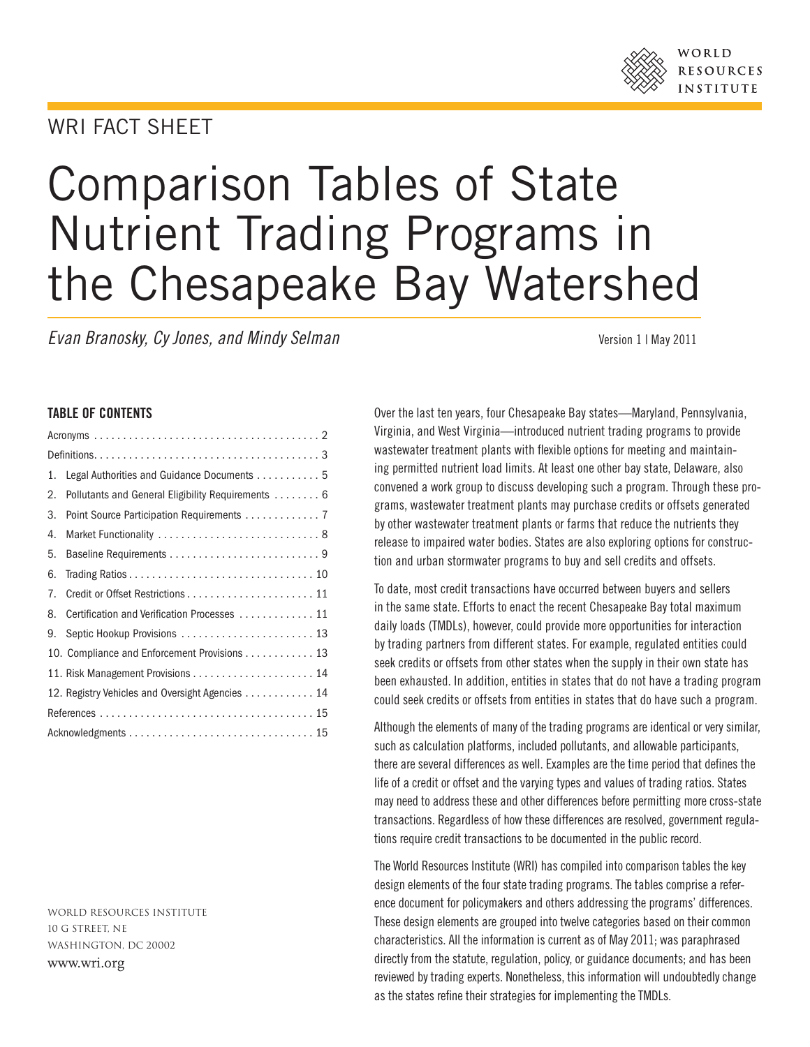WORLD RESOURCES INSTITUTE

WRI FACT SHEET

# Comparison Tables of State Nutrient Trading Programs in the Chesapeake Bay Watershed

*Evan Branosky, Cy Jones, and Mindy Selman*

Version 1 | May 2011

## TABLE OF CONTENTS

| | |
|---|---|
| Acronyms | 2 |
| Definitions | 3 |
| 1. Legal Authorities and Guidance Documents | 5 |
| 2. Pollutants and General Eligibility Requirements | 6 |
| 3. Point Source Participation Requirements | 7 |
| 4. Market Functionality | 8 |
| 5. Baseline Requirements | 9 |
| 6. Trading Ratios | 10 |
| 7. Credit or Offset Restrictions | 11 |
| 8. Certification and Verification Processes | 11 |
| 9. Septic Hookup Provisions | 13 |
| 10. Compliance and Enforcement Provisions | 13 |
| 11. Risk Management Provisions | 14 |
| 12. Registry Vehicles and Oversight Agencies | 14 |
| References | 15 |
| Acknowledgments | 15 |

Over the last ten years, four Chesapeake Bay states—Maryland, Pennsylvania, Virginia, and West Virginia—introduced nutrient trading programs to provide wastewater treatment plants with flexible options for meeting and maintaining permitted nutrient load limits. At least one other bay state, Delaware, also convened a work group to discuss developing such a program. Through these programs, wastewater treatment plants may purchase credits or offsets generated by other wastewater treatment plants or farms that reduce the nutrients they release to impaired water bodies. States are also exploring options for construction and urban stormwater programs to buy and sell credits and offsets.

To date, most credit transactions have occurred between buyers and sellers in the same state. Efforts to enact the recent Chesapeake Bay total maximum daily loads (TMDLs), however, could provide more opportunities for interaction by trading partners from different states. For example, regulated entities could seek credits or offsets from other states when the supply in their own state has been exhausted. In addition, entities in states that do not have a trading program could seek credits or offsets from entities in states that do have such a program.

Although the elements of many of the trading programs are identical or very similar, such as calculation platforms, included pollutants, and allowable participants, there are several differences as well. Examples are the time period that defines the life of a credit or offset and the varying types and values of trading ratios. States may need to address these and other differences before permitting more cross-state transactions. Regardless of how these differences are resolved, government regulations require credit transactions to be documented in the public record.

The World Resources Institute (WRI) has compiled into comparison tables the key design elements of the four state trading programs. The tables comprise a reference document for policymakers and others addressing the programs' differences. These design elements are grouped into twelve categories based on their common characteristics. All the information is current as of May 2011; was paraphrased directly from the statute, regulation, policy, or guidance documents; and has been reviewed by trading experts. Nonetheless, this information will undoubtedly change as the states refine their strategies for implementing the TMDLs.

WORLD RESOURCES INSTITUTE
10 G STREET, NE
WASHINGTON, DC 20002
www.wri.org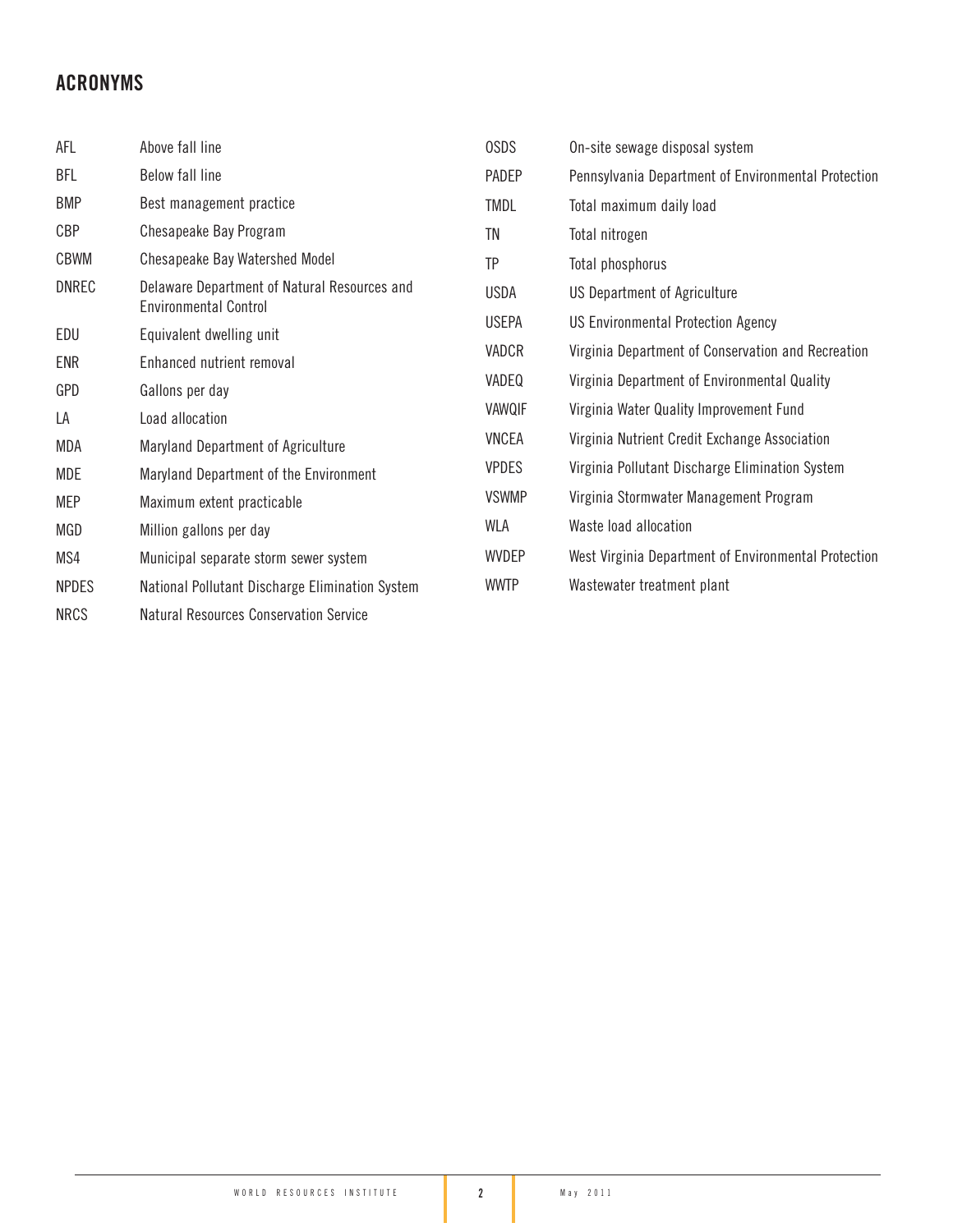## ACRONYMS

| | |
|---|---|
| AFL | Above fall line |
| BFL | Below fall line |
| BMP | Best management practice |
| CBP | Chesapeake Bay Program |
| CBWM | Chesapeake Bay Watershed Model |
| DNREC | Delaware Department of Natural Resources and Environmental Control |
| EDU | Equivalent dwelling unit |
| ENR | Enhanced nutrient removal |
| GPD | Gallons per day |
| LA | Load allocation |
| MDA | Maryland Department of Agriculture |
| MDE | Maryland Department of the Environment |
| MEP | Maximum extent practicable |
| MGD | Million gallons per day |
| MS4 | Municipal separate storm sewer system |
| NPDES | National Pollutant Discharge Elimination System |
| NRCS | Natural Resources Conservation Service |
| OSDS | On-site sewage disposal system |
| PADEP | Pennsylvania Department of Environmental Protection |
| TMDL | Total maximum daily load |
| TN | Total nitrogen |
| TP | Total phosphorus |
| USDA | US Department of Agriculture |
| USEPA | US Environmental Protection Agency |
| VADCR | Virginia Department of Conservation and Recreation |
| VADEQ | Virginia Department of Environmental Quality |
| VAWQIF | Virginia Water Quality Improvement Fund |
| VNCEA | Virginia Nutrient Credit Exchange Association |
| VPDES | Virginia Pollutant Discharge Elimination System |
| VSWMP | Virginia Stormwater Management Program |
| WLA | Waste load allocation |
| WVDEP | West Virginia Department of Environmental Protection |
| WWTP | Wastewater treatment plant |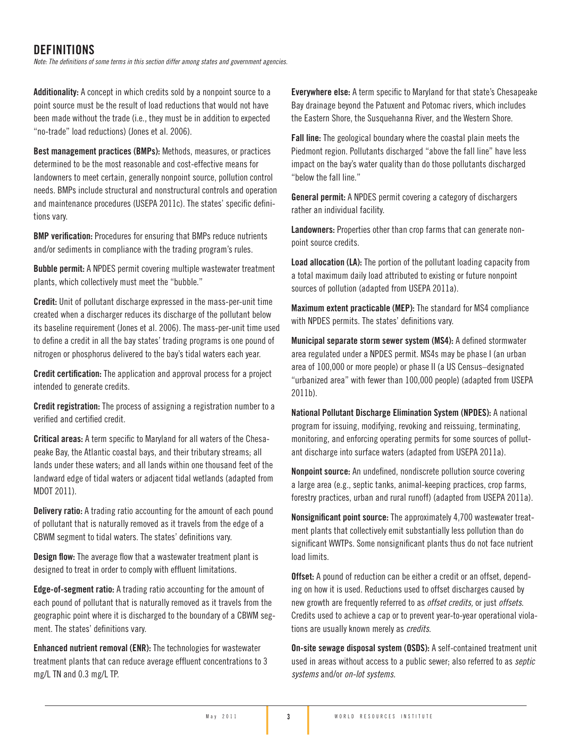## DEFINITIONS

*Note: The definitions of some terms in this section differ among states and government agencies.*

**Additionality:** A concept in which credits sold by a nonpoint source to a point source must be the result of load reductions that would not have been made without the trade (i.e., they must be in addition to expected "no-trade" load reductions) (Jones et al. 2006).

**Best management practices (BMPs):** Methods, measures, or practices determined to be the most reasonable and cost-effective means for landowners to meet certain, generally nonpoint source, pollution control needs. BMPs include structural and nonstructural controls and operation and maintenance procedures (USEPA 2011c). The states' specific definitions vary.

**BMP verification:** Procedures for ensuring that BMPs reduce nutrients and/or sediments in compliance with the trading program's rules.

**Bubble permit:** A NPDES permit covering multiple wastewater treatment plants, which collectively must meet the "bubble."

**Credit:** Unit of pollutant discharge expressed in the mass-per-unit time created when a discharger reduces its discharge of the pollutant below its baseline requirement (Jones et al. 2006). The mass-per-unit time used to define a credit in all the bay states' trading programs is one pound of nitrogen or phosphorus delivered to the bay's tidal waters each year.

**Credit certification:** The application and approval process for a project intended to generate credits.

**Credit registration:** The process of assigning a registration number to a verified and certified credit.

**Critical areas:** A term specific to Maryland for all waters of the Chesapeake Bay, the Atlantic coastal bays, and their tributary streams; all lands under these waters; and all lands within one thousand feet of the landward edge of tidal waters or adjacent tidal wetlands (adapted from MDOT 2011).

**Delivery ratio:** A trading ratio accounting for the amount of each pound of pollutant that is naturally removed as it travels from the edge of a CBWM segment to tidal waters. The states' definitions vary.

**Design flow:** The average flow that a wastewater treatment plant is designed to treat in order to comply with effluent limitations.

**Edge-of-segment ratio:** A trading ratio accounting for the amount of each pound of pollutant that is naturally removed as it travels from the geographic point where it is discharged to the boundary of a CBWM segment. The states' definitions vary.

**Enhanced nutrient removal (ENR):** The technologies for wastewater treatment plants that can reduce average effluent concentrations to 3 mg/L TN and 0.3 mg/L TP.

**Everywhere else:** A term specific to Maryland for that state's Chesapeake Bay drainage beyond the Patuxent and Potomac rivers, which includes the Eastern Shore, the Susquehanna River, and the Western Shore.

**Fall line:** The geological boundary where the coastal plain meets the Piedmont region. Pollutants discharged "above the fall line" have less impact on the bay's water quality than do those pollutants discharged "below the fall line."

**General permit:** A NPDES permit covering a category of dischargers rather an individual facility.

**Landowners:** Properties other than crop farms that can generate nonpoint source credits.

**Load allocation (LA):** The portion of the pollutant loading capacity from a total maximum daily load attributed to existing or future nonpoint sources of pollution (adapted from USEPA 2011a).

**Maximum extent practicable (MEP):** The standard for MS4 compliance with NPDES permits. The states' definitions vary.

**Municipal separate storm sewer system (MS4):** A defined stormwater area regulated under a NPDES permit. MS4s may be phase I (an urban area of 100,000 or more people) or phase II (a US Census–designated "urbanized area" with fewer than 100,000 people) (adapted from USEPA 2011b).

**National Pollutant Discharge Elimination System (NPDES):** A national program for issuing, modifying, revoking and reissuing, terminating, monitoring, and enforcing operating permits for some sources of pollutant discharge into surface waters (adapted from USEPA 2011a).

**Nonpoint source:** An undefined, nondiscrete pollution source covering a large area (e.g., septic tanks, animal-keeping practices, crop farms, forestry practices, urban and rural runoff) (adapted from USEPA 2011a).

**Nonsignificant point source:** The approximately 4,700 wastewater treatment plants that collectively emit substantially less pollution than do significant WWTPs. Some nonsignificant plants thus do not face nutrient load limits.

**Offset:** A pound of reduction can be either a credit or an offset, depending on how it is used. Reductions used to offset discharges caused by new growth are frequently referred to as *offset credits,* or just *offsets.* Credits used to achieve a cap or to prevent year-to-year operational violations are usually known merely as *credits.*

**On-site sewage disposal system (OSDS):** A self-contained treatment unit used in areas without access to a public sewer; also referred to as *septic systems* and/or *on-lot systems.*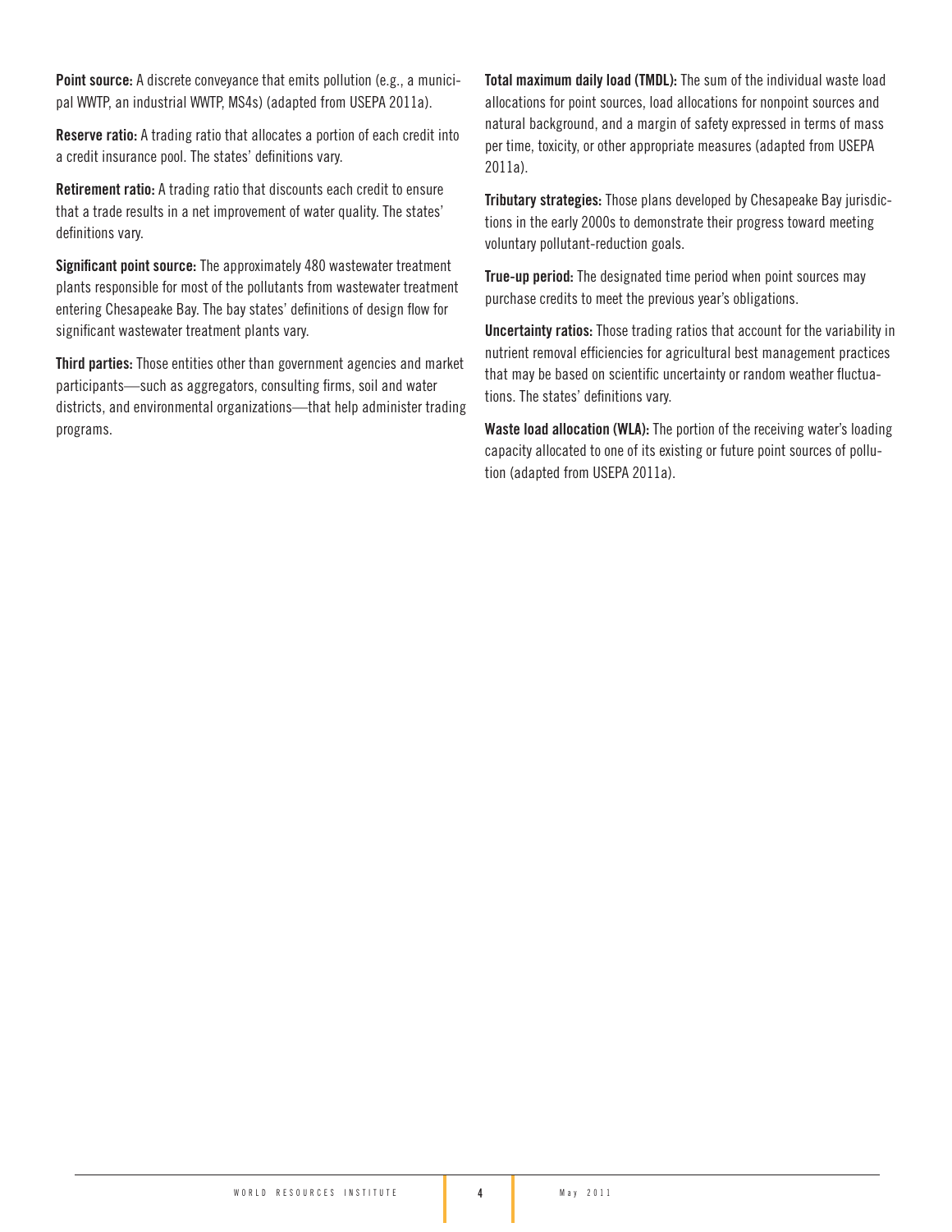**Point source:** A discrete conveyance that emits pollution (e.g., a municipal WWTP, an industrial WWTP, MS4s) (adapted from USEPA 2011a).

**Reserve ratio:** A trading ratio that allocates a portion of each credit into a credit insurance pool. The states' definitions vary.

**Retirement ratio:** A trading ratio that discounts each credit to ensure that a trade results in a net improvement of water quality. The states' definitions vary.

**Significant point source:** The approximately 480 wastewater treatment plants responsible for most of the pollutants from wastewater treatment entering Chesapeake Bay. The bay states' definitions of design flow for significant wastewater treatment plants vary.

**Third parties:** Those entities other than government agencies and market participants—such as aggregators, consulting firms, soil and water districts, and environmental organizations—that help administer trading programs.

**Total maximum daily load (TMDL):** The sum of the individual waste load allocations for point sources, load allocations for nonpoint sources and natural background, and a margin of safety expressed in terms of mass per time, toxicity, or other appropriate measures (adapted from USEPA 2011a).

**Tributary strategies:** Those plans developed by Chesapeake Bay jurisdictions in the early 2000s to demonstrate their progress toward meeting voluntary pollutant-reduction goals.

**True-up period:** The designated time period when point sources may purchase credits to meet the previous year's obligations.

**Uncertainty ratios:** Those trading ratios that account for the variability in nutrient removal efficiencies for agricultural best management practices that may be based on scientific uncertainty or random weather fluctuations. The states' definitions vary.

**Waste load allocation (WLA):** The portion of the receiving water's loading capacity allocated to one of its existing or future point sources of pollution (adapted from USEPA 2011a).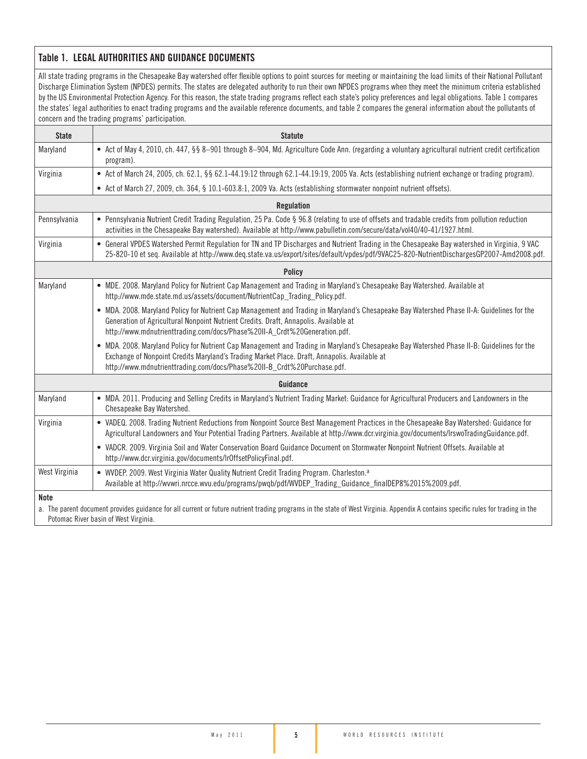## Table 1. LEGAL AUTHORITIES AND GUIDANCE DOCUMENTS

All state trading programs in the Chesapeake Bay watershed offer flexible options to point sources for meeting or maintaining the load limits of their National Pollutant Discharge Elimination System (NPDES) permits. The states are delegated authority to run their own NPDES programs when they meet the minimum criteria established by the US Environmental Protection Agency. For this reason, the state trading programs reflect each state's policy preferences and legal obligations. Table 1 compares the states' legal authorities to enact trading programs and the available reference documents, and table 2 compares the general information about the pollutants of concern and the trading programs' participation.

| State | Statute |
|---|---|
| Maryland | • Act of May 4, 2010, ch. 447, §§ 8–901 through 8–904, Md. Agriculture Code Ann. (regarding a voluntary agricultural nutrient credit certification program). |
| Virginia | • Act of March 24, 2005, ch. 62.1, §§ 62.1-44.19:12 through 62.1-44.19:19, 2005 Va. Acts (establishing nutrient exchange or trading program). |
| | • Act of March 27, 2009, ch. 364, § 10.1-603.8:1, 2009 Va. Acts (establishing stormwater nonpoint nutrient offsets). |
| | **Regulation** |
| Pennsylvania | • Pennsylvania Nutrient Credit Trading Regulation, 25 Pa. Code § 96.8 (relating to use of offsets and tradable credits from pollution reduction activities in the Chesapeake Bay watershed). Available at http://www.pabulletin.com/secure/data/vol40/40-41/1927.html. |
| Virginia | • General VPDES Watershed Permit Regulation for TN and TP Discharges and Nutrient Trading in the Chesapeake Bay watershed in Virginia, 9 VAC 25-820-10 et seq. Available at http://www.deq.state.va.us/export/sites/default/vpdes/pdf/9VAC25-820-NutrientDischargesGP2007-Amd2008.pdf. |
| | **Policy** |
| Maryland | • MDE. 2008. Maryland Policy for Nutrient Cap Management and Trading in Maryland's Chesapeake Bay Watershed. Available at http://www.mde.state.md.us/assets/document/NutrientCap_Trading_Policy.pdf. |
| | • MDA. 2008. Maryland Policy for Nutrient Cap Management and Trading in Maryland's Chesapeake Bay Watershed Phase II-A: Guidelines for the Generation of Agricultural Nonpoint Nutrient Credits. Draft, Annapolis. Available at http://www.mdnutrienttrading.com/docs/Phase%20II-A_Crdt%20Generation.pdf. |
| | • MDA. 2008. Maryland Policy for Nutrient Cap Management and Trading in Maryland's Chesapeake Bay Watershed Phase II-B: Guidelines for the Exchange of Nonpoint Credits Maryland's Trading Market Place. Draft, Annapolis. Available at http://www.mdnutrienttrading.com/docs/Phase%20II-B_Crdt%20Purchase.pdf. |
| | **Guidance** |
| Maryland | • MDA. 2011. Producing and Selling Credits in Maryland's Nutrient Trading Market: Guidance for Agricultural Producers and Landowners in the Chesapeake Bay Watershed. |
| Virginia | • VADEQ. 2008. Trading Nutrient Reductions from Nonpoint Source Best Management Practices in the Chesapeake Bay Watershed: Guidance for Agricultural Landowners and Your Potential Trading Partners. Available at http://www.dcr.virginia.gov/documents/lrswoTradingGuidance.pdf. |
| | • VADCR. 2009. Virginia Soil and Water Conservation Board Guidance Document on Stormwater Nonpoint Nutrient Offsets. Available at http://www.dcr.virginia.gov/documents/lrOffsetPolicyFinal.pdf. |
| West Virginia | • WVDEP. 2009. West Virginia Water Quality Nutrient Credit Trading Program. Charleston.[a] Available at http://wvwri.nrcce.wvu.edu/programs/pwqb/pdf/WVDEP_Trading_Guidance_finalDEP8%2015%2009.pdf. |

**Note**

a. The parent document provides guidance for all current or future nutrient trading programs in the state of West Virginia. Appendix A contains specific rules for trading in the Potomac River basin of West Virginia.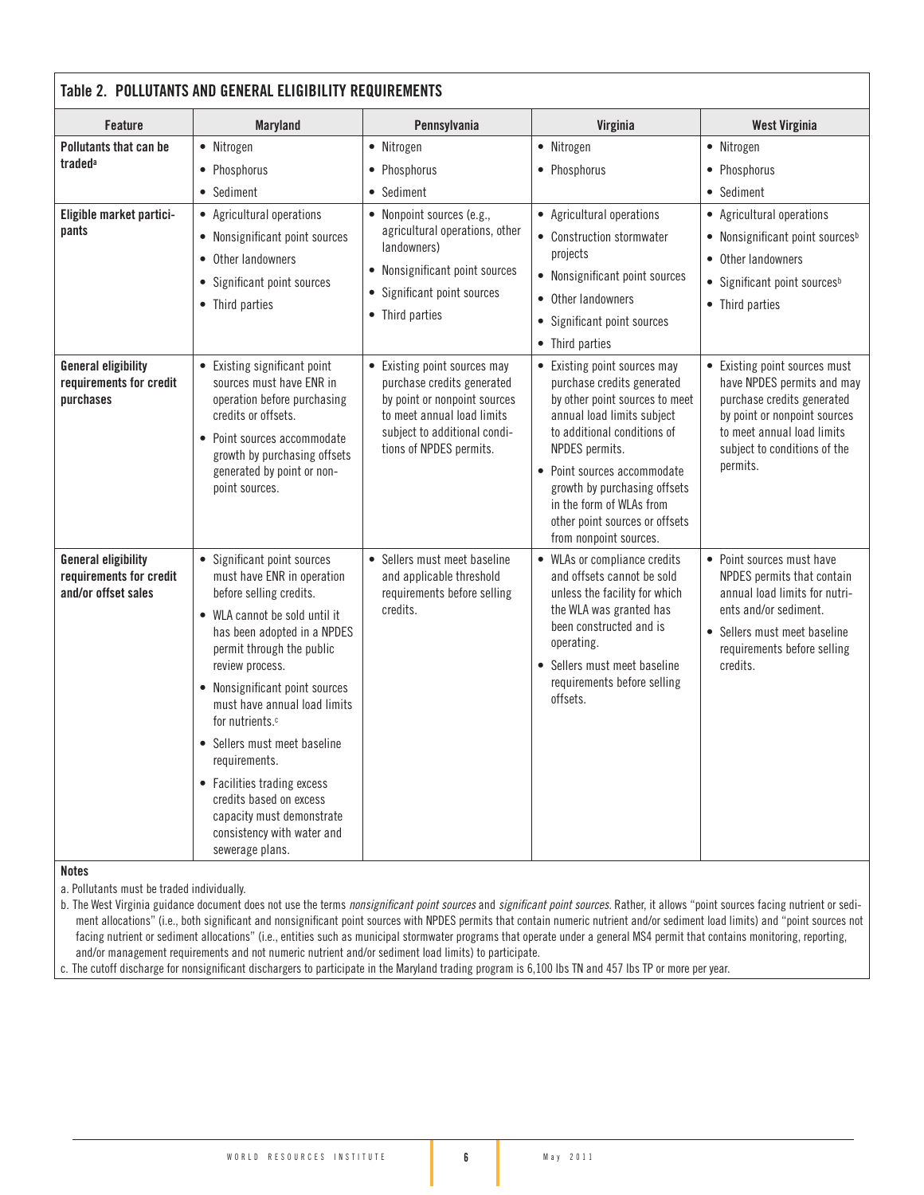### Table 2. POLLUTANTS AND GENERAL ELIGIBILITY REQUIREMENTS

| Feature | Maryland | Pennsylvania | Virginia | West Virginia |
|---|---|---|---|---|
| **Pollutants that can be traded**[a] | • Nitrogen<br>• Phosphorus<br>• Sediment | • Nitrogen<br>• Phosphorus<br>• Sediment | • Nitrogen<br>• Phosphorus | • Nitrogen<br>• Phosphorus<br>• Sediment |
| **Eligible market participants** | • Agricultural operations<br>• Nonsignificant point sources<br>• Other landowners<br>• Significant point sources<br>• Third parties | • Nonpoint sources (e.g., agricultural operations, other landowners)<br>• Nonsignificant point sources<br>• Significant point sources<br>• Third parties | • Agricultural operations<br>• Construction stormwater projects<br>• Nonsignificant point sources<br>• Other landowners<br>• Significant point sources<br>• Third parties | • Agricultural operations<br>• Nonsignificant point sources[b]<br>• Other landowners<br>• Significant point sources[b]<br>• Third parties |
| **General eligibility requirements for credit purchases** | • Existing significant point sources must have ENR in operation before purchasing credits or offsets.<br>• Point sources accommodate growth by purchasing offsets generated by point or nonpoint sources. | • Existing point sources may purchase credits generated by point or nonpoint sources to meet annual load limits subject to additional conditions of NPDES permits. | • Existing point sources may purchase credits generated by other point sources to meet annual load limits subject to additional conditions of NPDES permits.<br>• Point sources accommodate growth by purchasing offsets in the form of WLAs from other point sources or offsets from nonpoint sources. | • Existing point sources must have NPDES permits and may purchase credits generated by point or nonpoint sources to meet annual load limits subject to conditions of the permits. |
| **General eligibility requirements for credit and/or offset sales** | • Significant point sources must have ENR in operation before selling credits.<br>• WLA cannot be sold until it has been adopted in a NPDES permit through the public review process.<br>• Nonsignificant point sources must have annual load limits for nutrients.[c]<br>• Sellers must meet baseline requirements.<br>• Facilities trading excess credits based on excess capacity must demonstrate consistency with water and sewerage plans. | • Sellers must meet baseline and applicable threshold requirements before selling credits. | • WLAs or compliance credits and offsets cannot be sold unless the facility for which the WLA was granted has been constructed and is operating.<br>• Sellers must meet baseline requirements before selling offsets. | • Point sources must have NPDES permits that contain annual load limits for nutrients and/or sediment.<br>• Sellers must meet baseline requirements before selling credits. |

**Notes**

a. Pollutants must be traded individually.

b. The West Virginia guidance document does not use the terms *nonsignificant point sources* and *significant point sources*. Rather, it allows "point sources facing nutrient or sediment allocations" (i.e., both significant and nonsignificant point sources with NPDES permits that contain numeric nutrient and/or sediment load limits) and "point sources not facing nutrient or sediment allocations" (i.e., entities such as municipal stormwater programs that operate under a general MS4 permit that contains monitoring, reporting, and/or management requirements and not numeric nutrient and/or sediment load limits) to participate.

c. The cutoff discharge for nonsignificant dischargers to participate in the Maryland trading program is 6,100 lbs TN and 457 lbs TP or more per year.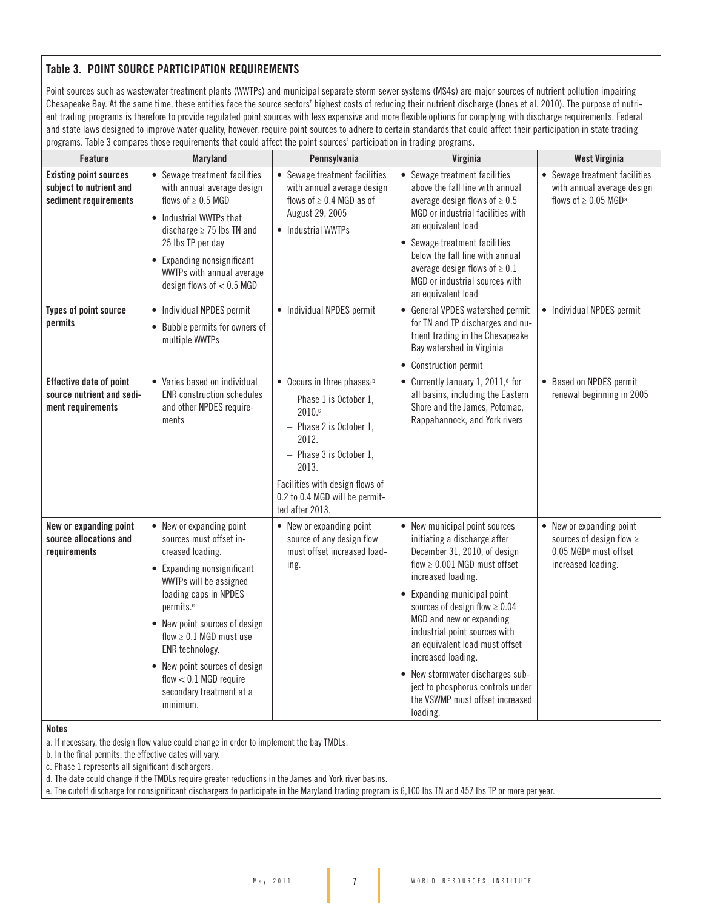## Table 3. POINT SOURCE PARTICIPATION REQUIREMENTS

Point sources such as wastewater treatment plants (WWTPs) and municipal separate storm sewer systems (MS4s) are major sources of nutrient pollution impairing Chesapeake Bay. At the same time, these entities face the source sectors' highest costs of reducing their nutrient discharge (Jones et al. 2010). The purpose of nutrient trading programs is therefore to provide regulated point sources with less expensive and more flexible options for complying with discharge requirements. Federal and state laws designed to improve water quality, however, require point sources to adhere to certain standards that could affect their participation in state trading programs. Table 3 compares those requirements that could affect the point sources' participation in trading programs.

| Feature | Maryland | Pennsylvania | Virginia | West Virginia |
|---|---|---|---|---|
| **Existing point sources subject to nutrient and sediment requirements** | • Sewage treatment facilities with annual average design flows of ≥ 0.5 MGD<br>• Industrial WWTPs that discharge ≥ 75 lbs TN and 25 lbs TP per day<br>• Expanding nonsignificant WWTPs with annual average design flows of < 0.5 MGD | • Sewage treatment facilities with annual average design flows of ≥ 0.4 MGD as of August 29, 2005<br>• Industrial WWTPs | • Sewage treatment facilities above the fall line with annual average design flows of ≥ 0.5 MGD or industrial facilities with an equivalent load<br>• Sewage treatment facilities below the fall line with annual average design flows of ≥ 0.1 MGD or industrial sources with an equivalent load | • Sewage treatment facilities with annual average design flows of ≥ 0.05 MGD[a] |
| **Types of point source permits** | • Individual NPDES permit<br>• Bubble permits for owners of multiple WWTPs | • Individual NPDES permit | • General VPDES watershed permit for TN and TP discharges and nutrient trading in the Chesapeake Bay watershed in Virginia<br>• Construction permit | • Individual NPDES permit |
| **Effective date of point source nutrient and sediment requirements** | • Varies based on individual ENR construction schedules and other NPDES requirements | • Occurs in three phases:[b]<br>– Phase 1 is October 1, 2010.[c]<br>– Phase 2 is October 1, 2012.<br>– Phase 3 is October 1, 2013.<br>Facilities with design flows of 0.2 to 0.4 MGD will be permitted after 2013. | • Currently January 1, 2011,[d] for all basins, including the Eastern Shore and the James, Potomac, Rappahannock, and York rivers | • Based on NPDES permit renewal beginning in 2005 |
| **New or expanding point source allocations and requirements** | • New or expanding point sources must offset increased loading.<br>• Expanding nonsignificant WWTPs will be assigned loading caps in NPDES permits.[e]<br>• New point sources of design flow ≥ 0.1 MGD must use ENR technology.<br>• New point sources of design flow < 0.1 MGD require secondary treatment at a minimum. | • New or expanding point source of any design flow must offset increased loading. | • New municipal point sources initiating a discharge after December 31, 2010, of design flow ≥ 0.001 MGD must offset increased loading.<br>• Expanding municipal point sources of design flow ≥ 0.04 MGD and new or expanding industrial point sources with an equivalent load must offset increased loading.<br>• New stormwater discharges subject to phosphorus controls under the VSWMP must offset increased loading. | • New or expanding point sources of design flow ≥ 0.05 MGD[a] must offset increased loading. |

**Notes**

a. If necessary, the design flow value could change in order to implement the bay TMDLs.

b. In the final permits, the effective dates will vary.

c. Phase 1 represents all significant dischargers.

d. The date could change if the TMDLs require greater reductions in the James and York river basins.

e. The cutoff discharge for nonsignificant dischargers to participate in the Maryland trading program is 6,100 lbs TN and 457 lbs TP or more per year.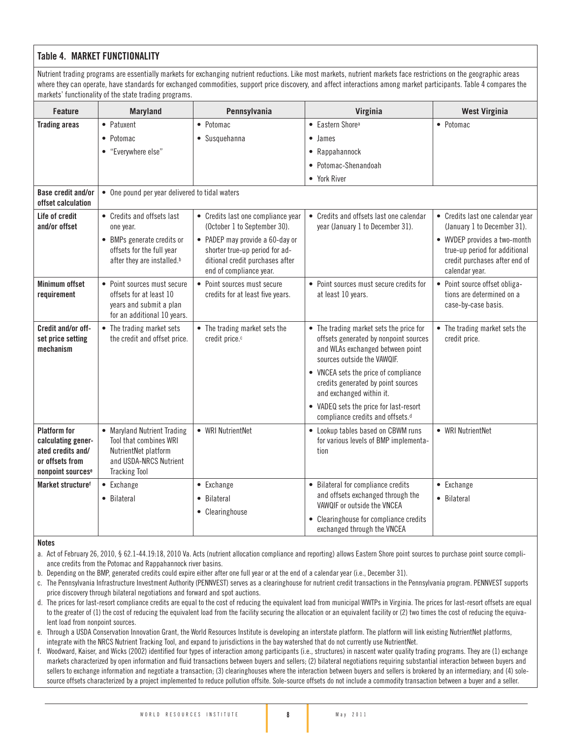## Table 4. MARKET FUNCTIONALITY

Nutrient trading programs are essentially markets for exchanging nutrient reductions. Like most markets, nutrient markets face restrictions on the geographic areas where they can operate, have standards for exchanged commodities, support price discovery, and affect interactions among market participants. Table 4 compares the markets' functionality of the state trading programs.

| Feature | Maryland | Pennsylvania | Virginia | West Virginia |
|---|---|---|---|---|
| **Trading areas** | • Patuxent<br>• Potomac<br>• "Everywhere else" | • Potomac<br>• Susquehanna | • Eastern Shore[a]<br>• James<br>• Rappahannock<br>• Potomac-Shenandoah<br>• York River | • Potomac |
| **Base credit and/or offset calculation** | • One pound per year delivered to tidal waters | | | |
| **Life of credit and/or offset** | • Credits and offsets last one year.<br>• BMPs generate credits or offsets for the full year after they are installed.[b] | • Credits last one compliance year (October 1 to September 30).<br>• PADEP may provide a 60-day or shorter true-up period for additional credit purchases after end of compliance year. | • Credits and offsets last one calendar year (January 1 to December 31). | • Credits last one calendar year (January 1 to December 31).<br>• WVDEP provides a two-month true-up period for additional credit purchases after end of calendar year. |
| **Minimum offset requirement** | • Point sources must secure offsets for at least 10 years and submit a plan for an additional 10 years. | • Point sources must secure credits for at least five years. | • Point sources must secure credits for at least 10 years. | • Point source offset obligations are determined on a case-by-case basis. |
| **Credit and/or offset price setting mechanism** | • The trading market sets the credit and offset price. | • The trading market sets the credit price.[c] | • The trading market sets the price for offsets generated by nonpoint sources and WLAs exchanged between point sources outside the VAWQIF.<br>• VNCEA sets the price of compliance credits generated by point sources and exchanged within it.<br>• VADEQ sets the price for last-resort compliance credits and offsets.[d] | • The trading market sets the credit price. |
| **Platform for calculating generated credits and/or offsets from nonpoint sources[e]** | • Maryland Nutrient Trading Tool that combines WRI NutrientNet platform and USDA-NRCS Nutrient Tracking Tool | • WRI NutrientNet | • Lookup tables based on CBWM runs for various levels of BMP implementation | • WRI NutrientNet |
| **Market structure[f]** | • Exchange<br>• Bilateral | • Exchange<br>• Bilateral<br>• Clearinghouse | • Bilateral for compliance credits and offsets exchanged through the VAWQIF or outside the VNCEA<br>• Clearinghouse for compliance credits exchanged through the VNCEA | • Exchange<br>• Bilateral |

**Notes**

a. Act of February 26, 2010, § 62.1-44.19:18, 2010 Va. Acts (nutrient allocation compliance and reporting) allows Eastern Shore point sources to purchase point source compliance credits from the Potomac and Rappahannock river basins.

b. Depending on the BMP, generated credits could expire either after one full year or at the end of a calendar year (i.e., December 31).

c. The Pennsylvania Infrastructure Investment Authority (PENNVEST) serves as a clearinghouse for nutrient credit transactions in the Pennsylvania program. PENNVEST supports price discovery through bilateral negotiations and forward and spot auctions.

d. The prices for last-resort compliance credits are equal to the cost of reducing the equivalent load from municipal WWTPs in Virginia. The prices for last-resort offsets are equal to the greater of (1) the cost of reducing the equivalent load from the facility securing the allocation or an equivalent facility or (2) two times the cost of reducing the equivalent load from nonpoint sources.

e. Through a USDA Conservation Innovation Grant, the World Resources Institute is developing an interstate platform. The platform will link existing NutrientNet platforms, integrate with the NRCS Nutrient Tracking Tool, and expand to jurisdictions in the bay watershed that do not currently use NutrientNet.

f. Woodward, Kaiser, and Wicks (2002) identified four types of interaction among participants (i.e., structures) in nascent water quality trading programs. They are (1) exchange markets characterized by open information and fluid transactions between buyers and sellers; (2) bilateral negotiations requiring substantial interaction between buyers and sellers to exchange information and negotiate a transaction; (3) clearinghouses where the interaction between buyers and sellers is brokered by an intermediary; and (4) sole-source offsets characterized by a project implemented to reduce pollution offsite. Sole-source offsets do not include a commodity transaction between a buyer and a seller.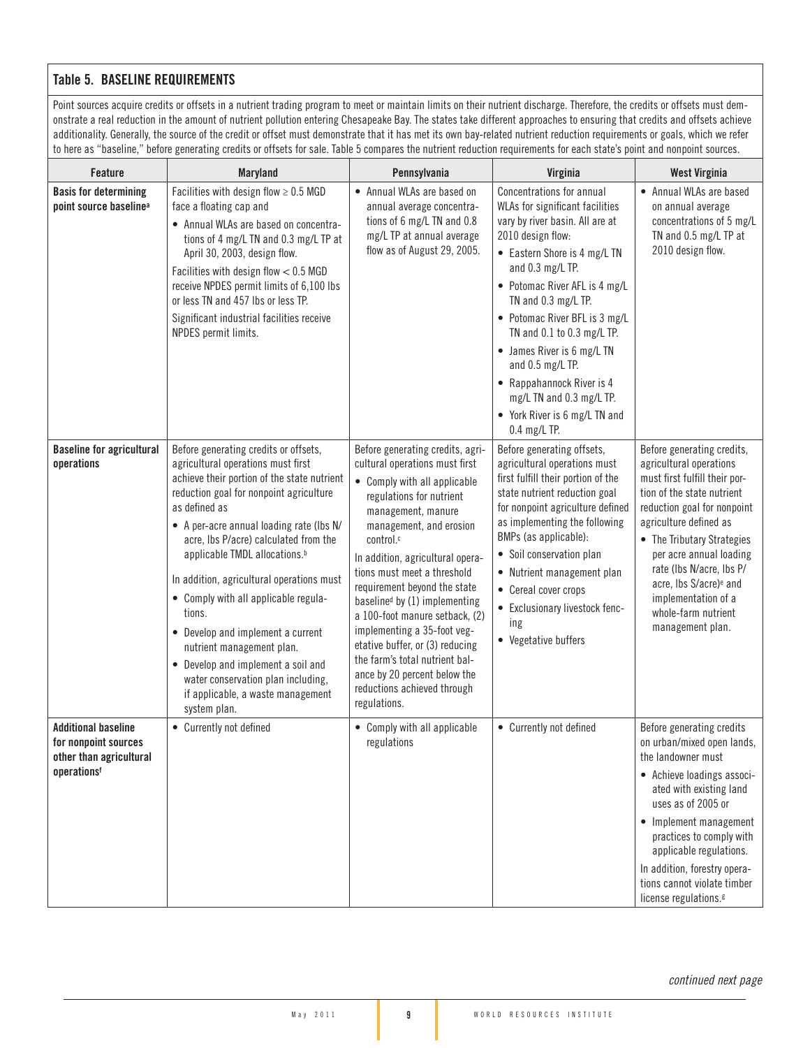### Table 5. BASELINE REQUIREMENTS

Point sources acquire credits or offsets in a nutrient trading program to meet or maintain limits on their nutrient discharge. Therefore, the credits or offsets must demonstrate a real reduction in the amount of nutrient pollution entering Chesapeake Bay. The states take different approaches to ensuring that credits and offsets achieve additionality. Generally, the source of the credit or offset must demonstrate that it has met its own bay-related nutrient reduction requirements or goals, which we refer to here as "baseline," before generating credits or offsets for sale. Table 5 compares the nutrient reduction requirements for each state's point and nonpoint sources.

| Feature | Maryland | Pennsylvania | Virginia | West Virginia |
|---|---|---|---|---|
| **Basis for determining point source baseline**[a] | Facilities with design flow ≥ 0.5 MGD face a floating cap and<br>• Annual WLAs are based on concentrations of 4 mg/L TN and 0.3 mg/L TP at April 30, 2003, design flow.<br>Facilities with design flow < 0.5 MGD receive NPDES permit limits of 6,100 lbs or less TN and 457 lbs or less TP.<br>Significant industrial facilities receive NPDES permit limits. | • Annual WLAs are based on annual average concentrations of 6 mg/L TN and 0.8 mg/L TP at annual average flow as of August 29, 2005. | Concentrations for annual WLAs for significant facilities vary by river basin. All are at 2010 design flow:<br>• Eastern Shore is 4 mg/L TN and 0.3 mg/L TP.<br>• Potomac River AFL is 4 mg/L TN and 0.3 mg/L TP.<br>• Potomac River BFL is 3 mg/L TN and 0.1 to 0.3 mg/L TP.<br>• James River is 6 mg/L TN and 0.5 mg/L TP.<br>• Rappahannock River is 4 mg/L TN and 0.3 mg/L TP.<br>• York River is 6 mg/L TN and 0.4 mg/L TP. | • Annual WLAs are based on annual average concentrations of 5 mg/L TN and 0.5 mg/L TP at 2010 design flow. |
| **Baseline for agricultural operations** | Before generating credits or offsets, agricultural operations must first achieve their portion of the state nutrient reduction goal for nonpoint agriculture as defined as<br>• A per-acre annual loading rate (lbs N/acre, lbs P/acre) calculated from the applicable TMDL allocations.[b]<br>In addition, agricultural operations must<br>• Comply with all applicable regulations.<br>• Develop and implement a current nutrient management plan.<br>• Develop and implement a soil and water conservation plan including, if applicable, a waste management system plan. | Before generating credits, agricultural operations must first<br>• Comply with all applicable regulations for nutrient management, manure management, and erosion control.[c]<br>In addition, agricultural operations must meet a threshold requirement beyond the state baseline[d] by (1) implementing a 100-foot manure setback, (2) implementing a 35-foot vegetative buffer, or (3) reducing the farm's total nutrient balance by 20 percent below the reductions achieved through regulations. | Before generating offsets, agricultural operations must first fulfill their portion of the state nutrient reduction goal for nonpoint agriculture defined as implementing the following BMPs (as applicable):<br>• Soil conservation plan<br>• Nutrient management plan<br>• Cereal cover crops<br>• Exclusionary livestock fencing<br>• Vegetative buffers | Before generating credits, agricultural operations must first fulfill their portion of the state nutrient reduction goal for nonpoint agriculture defined as<br>• The Tributary Strategies per acre annual loading rate (lbs N/acre, lbs P/acre, lbs S/acre)[e] and implementation of a whole-farm nutrient management plan. |
| **Additional baseline for nonpoint sources other than agricultural operations**[f] | • Currently not defined | • Comply with all applicable regulations | • Currently not defined | Before generating credits on urban/mixed open lands, the landowner must<br>• Achieve loadings associated with existing land uses as of 2005 or<br>• Implement management practices to comply with applicable regulations.<br>In addition, forestry operations cannot violate timber license regulations.[g] |

*continued next page*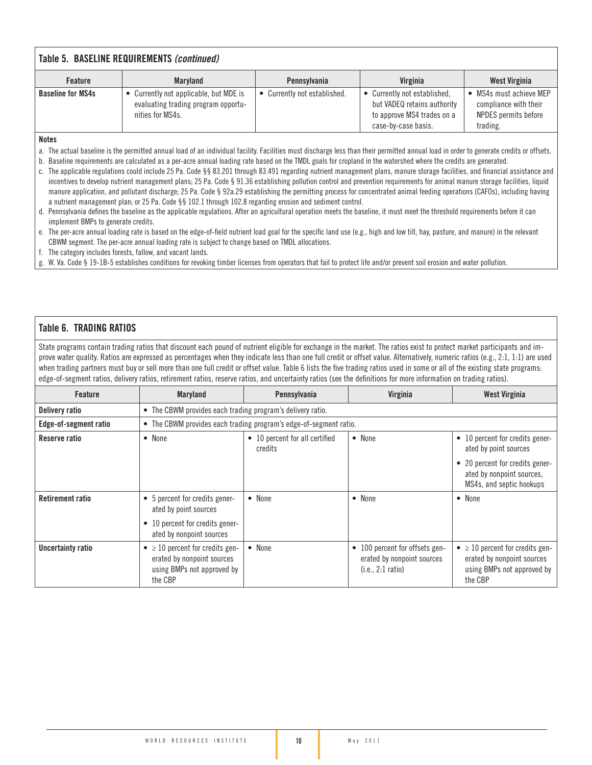## Table 5. BASELINE REQUIREMENTS *(continued)*

| Feature | Maryland | Pennsylvania | Virginia | West Virginia |
|---|---|---|---|---|
| **Baseline for MS4s** | • Currently not applicable, but MDE is evaluating trading program opportunities for MS4s. | • Currently not established. | • Currently not established, but VADEQ retains authority to approve MS4 trades on a case-by-case basis. | • MS4s must achieve MEP compliance with their NPDES permits before trading. |

**Notes**

a. The actual baseline is the permitted annual load of an individual facility. Facilities must discharge less than their permitted annual load in order to generate credits or offsets.

b. Baseline requirements are calculated as a per-acre annual loading rate based on the TMDL goals for cropland in the watershed where the credits are generated.

c. The applicable regulations could include 25 Pa. Code §§ 83.201 through 83.491 regarding nutrient management plans, manure storage facilities, and financial assistance and incentives to develop nutrient management plans; 25 Pa. Code § 91.36 establishing pollution control and prevention requirements for animal manure storage facilities, liquid manure application, and pollutant discharge; 25 Pa. Code § 92a.29 establishing the permitting process for concentrated animal feeding operations (CAFOs), including having a nutrient management plan; or 25 Pa. Code §§ 102.1 through 102.8 regarding erosion and sediment control.

d. Pennsylvania defines the baseline as the applicable regulations. After an agricultural operation meets the baseline, it must meet the threshold requirements before it can implement BMPs to generate credits.

e. The per-acre annual loading rate is based on the edge-of-field nutrient load goal for the specific land use (e.g., high and low till, hay, pasture, and manure) in the relevant CBWM segment. The per-acre annual loading rate is subject to change based on TMDL allocations.

f. The category includes forests, fallow, and vacant lands.

g. W. Va. Code § 19-1B-5 establishes conditions for revoking timber licenses from operators that fail to protect life and/or prevent soil erosion and water pollution.

## Table 6. TRADING RATIOS

State programs contain trading ratios that discount each pound of nutrient eligible for exchange in the market. The ratios exist to protect market participants and improve water quality. Ratios are expressed as percentages when they indicate less than one full credit or offset value. Alternatively, numeric ratios (e.g., 2:1, 1:1) are used when trading partners must buy or sell more than one full credit or offset value. Table 6 lists the five trading ratios used in some or all of the existing state programs: edge-of-segment ratios, delivery ratios, retirement ratios, reserve ratios, and uncertainty ratios (see the definitions for more information on trading ratios).

| Feature | Maryland | Pennsylvania | Virginia | West Virginia |
|---|---|---|---|---|
| **Delivery ratio** | • The CBWM provides each trading program's delivery ratio. | | | |
| **Edge-of-segment ratio** | • The CBWM provides each trading program's edge-of-segment ratio. | | | |
| **Reserve ratio** | • None | • 10 percent for all certified credits | • None | • 10 percent for credits generated by point sources<br>• 20 percent for credits generated by nonpoint sources, MS4s, and septic hookups |
| **Retirement ratio** | • 5 percent for credits generated by point sources<br>• 10 percent for credits generated by nonpoint sources | • None | • None | • None |
| **Uncertainty ratio** | • ≥ 10 percent for credits generated by nonpoint sources using BMPs not approved by the CBP | • None | • 100 percent for offsets generated by nonpoint sources (i.e., 2:1 ratio) | • ≥ 10 percent for credits generated by nonpoint sources using BMPs not approved by the CBP |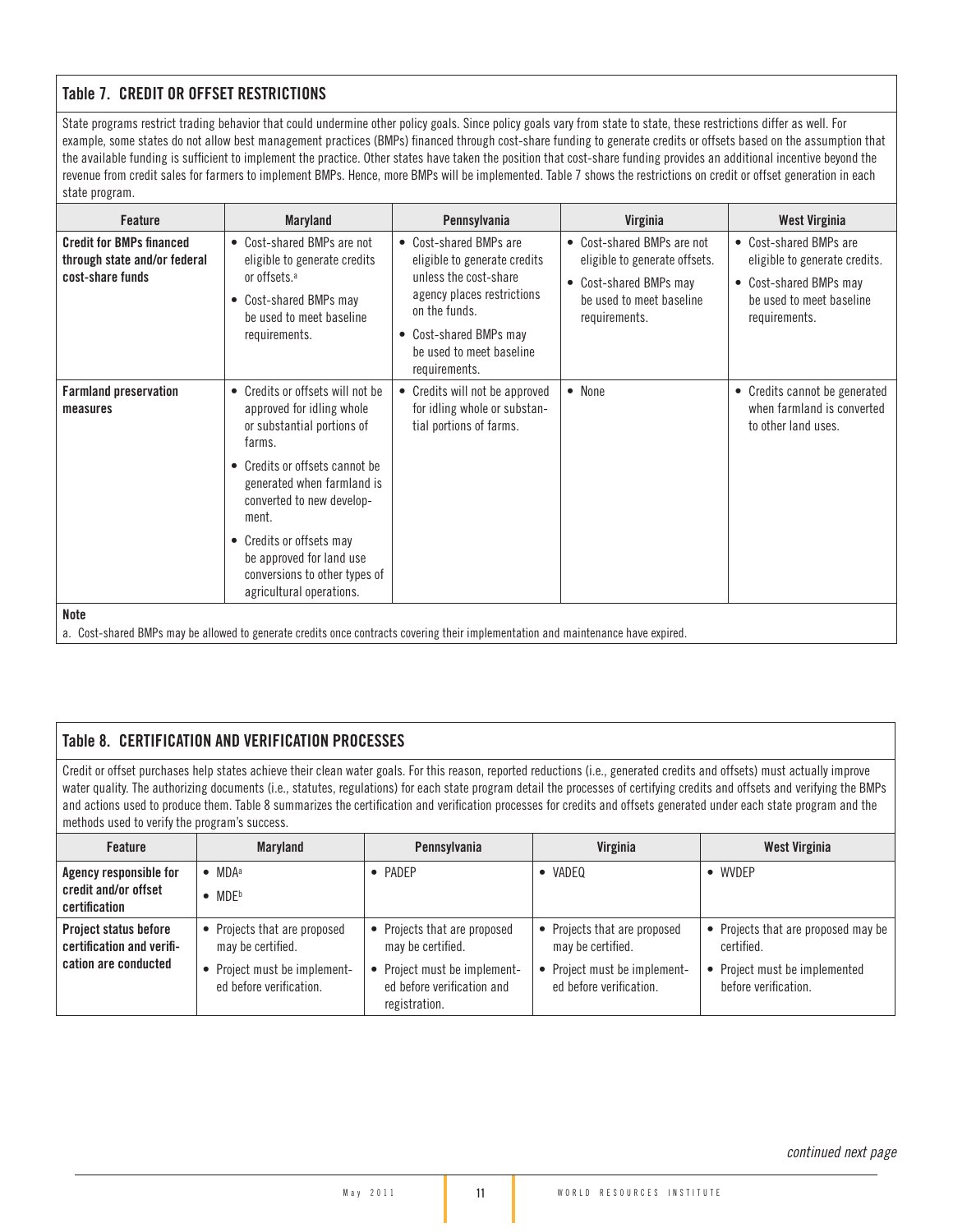### Table 7. CREDIT OR OFFSET RESTRICTIONS

State programs restrict trading behavior that could undermine other policy goals. Since policy goals vary from state to state, these restrictions differ as well. For example, some states do not allow best management practices (BMPs) financed through cost-share funding to generate credits or offsets based on the assumption that the available funding is sufficient to implement the practice. Other states have taken the position that cost-share funding provides an additional incentive beyond the revenue from credit sales for farmers to implement BMPs. Hence, more BMPs will be implemented. Table 7 shows the restrictions on credit or offset generation in each state program.

| Feature | Maryland | Pennsylvania | Virginia | West Virginia |
|---|---|---|---|---|
| **Credit for BMPs financed through state and/or federal cost-share funds** | • Cost-shared BMPs are not eligible to generate credits or offsets.[a] <br> • Cost-shared BMPs may be used to meet baseline requirements. | • Cost-shared BMPs are eligible to generate credits unless the cost-share agency places restrictions on the funds. <br> • Cost-shared BMPs may be used to meet baseline requirements. | • Cost-shared BMPs are not eligible to generate offsets. <br> • Cost-shared BMPs may be used to meet baseline requirements. | • Cost-shared BMPs are eligible to generate credits. <br> • Cost-shared BMPs may be used to meet baseline requirements. |
| **Farmland preservation measures** | • Credits or offsets will not be approved for idling whole or substantial portions of farms. <br> • Credits or offsets cannot be generated when farmland is converted to new development. <br> • Credits or offsets may be approved for land use conversions to other types of agricultural operations. | • Credits will not be approved for idling whole or substantial portions of farms. | • None | • Credits cannot be generated when farmland is converted to other land uses. |

**Note**

a. Cost-shared BMPs may be allowed to generate credits once contracts covering their implementation and maintenance have expired.

### Table 8. CERTIFICATION AND VERIFICATION PROCESSES

Credit or offset purchases help states achieve their clean water goals. For this reason, reported reductions (i.e., generated credits and offsets) must actually improve water quality. The authorizing documents (i.e., statutes, regulations) for each state program detail the processes of certifying credits and offsets and verifying the BMPs and actions used to produce them. Table 8 summarizes the certification and verification processes for credits and offsets generated under each state program and the methods used to verify the program's success.

| Feature | Maryland | Pennsylvania | Virginia | West Virginia |
|---|---|---|---|---|
| **Agency responsible for credit and/or offset certification** | • MDA[a] <br> • MDE[b] | • PADEP | • VADEQ | • WVDEP |
| **Project status before certification and verification are conducted** | • Projects that are proposed may be certified. <br> • Project must be implemented before verification. | • Projects that are proposed may be certified. <br> • Project must be implemented before verification and registration. | • Projects that are proposed may be certified. <br> • Project must be implemented before verification. | • Projects that are proposed may be certified. <br> • Project must be implemented before verification. |

*continued next page*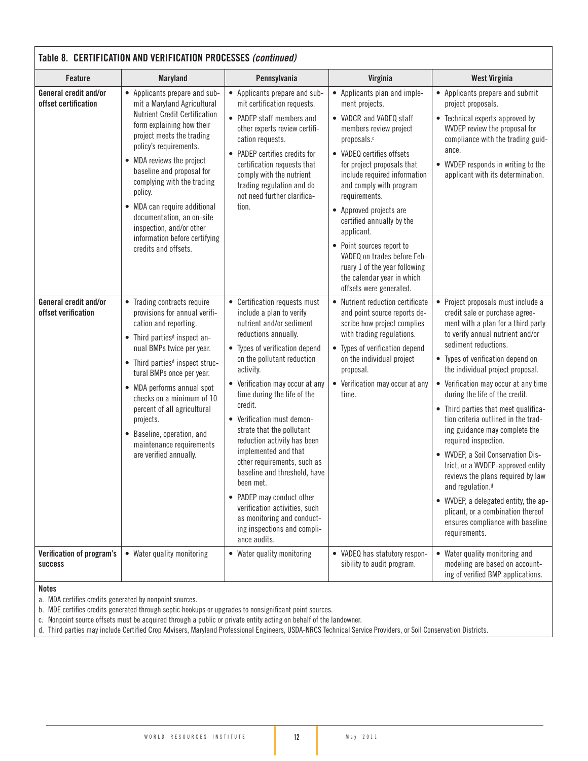## Table 8. CERTIFICATION AND VERIFICATION PROCESSES *(continued)*

| Feature | Maryland | Pennsylvania | Virginia | West Virginia |
|---|---|---|---|---|
| **General credit and/or offset certification** | • Applicants prepare and submit a Maryland Agricultural Nutrient Credit Certification form explaining how their project meets the trading policy's requirements.<br>• MDA reviews the project baseline and proposal for complying with the trading policy.<br>• MDA can require additional documentation, an on-site inspection, and/or other information before certifying credits and offsets. | • Applicants prepare and submit certification requests.<br>• PADEP staff members and other experts review certification requests.<br>• PADEP certifies credits for certification requests that comply with the nutrient trading regulation and do not need further clarification. | • Applicants plan and implement projects.<br>• VADCR and VADEQ staff members review project proposals.[c]<br>• VADEQ certifies offsets for project proposals that include required information and comply with program requirements.<br>• Approved projects are certified annually by the applicant.<br>• Point sources report to VADEQ on trades before February 1 of the year following the calendar year in which offsets were generated. | • Applicants prepare and submit project proposals.<br>• Technical experts approved by WVDEP review the proposal for compliance with the trading guidance.<br>• WVDEP responds in writing to the applicant with its determination. |
| **General credit and/or offset verification** | • Trading contracts require provisions for annual verification and reporting.<br>• Third parties[d] inspect annual BMPs twice per year.<br>• Third parties[d] inspect structural BMPs once per year.<br>• MDA performs annual spot checks on a minimum of 10 percent of all agricultural projects.<br>• Baseline, operation, and maintenance requirements are verified annually. | • Certification requests must include a plan to verify nutrient and/or sediment reductions annually.<br>• Types of verification depend on the pollutant reduction activity.<br>• Verification may occur at any time during the life of the credit.<br>• Verification must demonstrate that the pollutant reduction activity has been implemented and that other requirements, such as baseline and threshold, have been met.<br>• PADEP may conduct other verification activities, such as monitoring and conducting inspections and compliance audits. | • Nutrient reduction certificate and point source reports describe how project complies with trading regulations.<br>• Types of verification depend on the individual project proposal.<br>• Verification may occur at any time. | • Project proposals must include a credit sale or purchase agreement with a plan for a third party to verify annual nutrient and/or sediment reductions.<br>• Types of verification depend on the individual project proposal.<br>• Verification may occur at any time during the life of the credit.<br>• Third parties that meet qualification criteria outlined in the trading guidance may complete the required inspection.<br>• WVDEP, a Soil Conservation District, or a WVDEP-approved entity reviews the plans required by law and regulation.[d]<br>• WVDEP, a delegated entity, the applicant, or a combination thereof ensures compliance with baseline requirements. |
| **Verification of program's success** | • Water quality monitoring | • Water quality monitoring | • VADEQ has statutory responsibility to audit program. | • Water quality monitoring and modeling are based on accounting of verified BMP applications. |

**Notes**

a. MDA certifies credits generated by nonpoint sources.

b. MDE certifies credits generated through septic hookups or upgrades to nonsignificant point sources.

c. Nonpoint source offsets must be acquired through a public or private entity acting on behalf of the landowner.

d. Third parties may include Certified Crop Advisers, Maryland Professional Engineers, USDA-NRCS Technical Service Providers, or Soil Conservation Districts.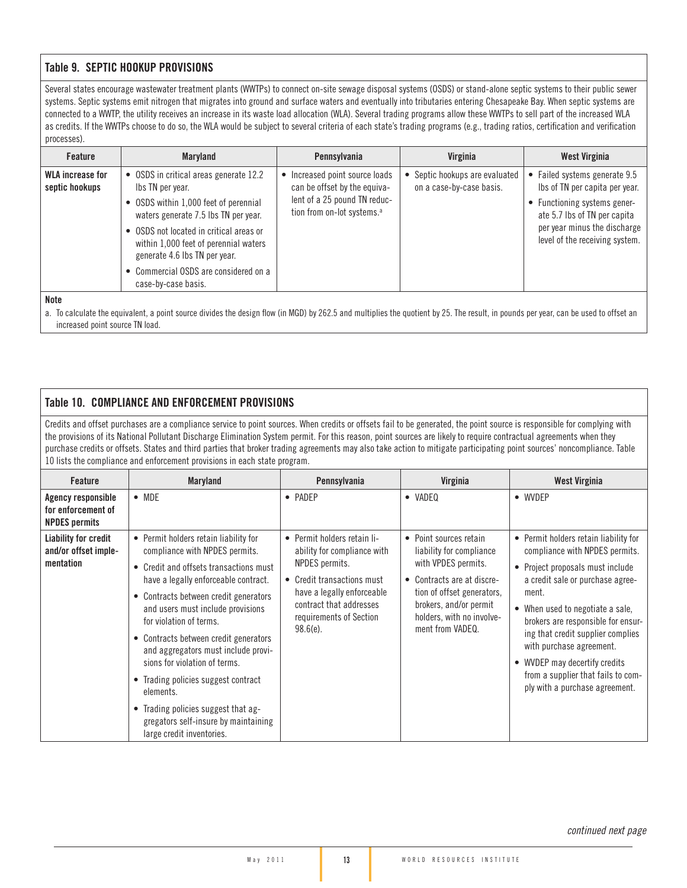### Table 9. SEPTIC HOOKUP PROVISIONS

Several states encourage wastewater treatment plants (WWTPs) to connect on-site sewage disposal systems (OSDS) or stand-alone septic systems to their public sewer systems. Septic systems emit nitrogen that migrates into ground and surface waters and eventually into tributaries entering Chesapeake Bay. When septic systems are connected to a WWTP, the utility receives an increase in its waste load allocation (WLA). Several trading programs allow these WWTPs to sell part of the increased WLA as credits. If the WWTPs choose to do so, the WLA would be subject to several criteria of each state's trading programs (e.g., trading ratios, certification and verification processes).

| Feature | Maryland | Pennsylvania | Virginia | West Virginia |
|---|---|---|---|---|
| **WLA increase for septic hookups** | • OSDS in critical areas generate 12.2 lbs TN per year.<br>• OSDS within 1,000 feet of perennial waters generate 7.5 lbs TN per year.<br>• OSDS not located in critical areas or within 1,000 feet of perennial waters generate 4.6 lbs TN per year.<br>• Commercial OSDS are considered on a case-by-case basis. | • Increased point source loads can be offset by the equivalent of a 25 pound TN reduction from on-lot systems.[a] | • Septic hookups are evaluated on a case-by-case basis. | • Failed systems generate 9.5 lbs of TN per capita per year.<br>• Functioning systems generate 5.7 lbs of TN per capita per year minus the discharge level of the receiving system. |

**Note**

a. To calculate the equivalent, a point source divides the design flow (in MGD) by 262.5 and multiplies the quotient by 25. The result, in pounds per year, can be used to offset an increased point source TN load.

### Table 10. COMPLIANCE AND ENFORCEMENT PROVISIONS

Credits and offset purchases are a compliance service to point sources. When credits or offsets fail to be generated, the point source is responsible for complying with the provisions of its National Pollutant Discharge Elimination System permit. For this reason, point sources are likely to require contractual agreements when they purchase credits or offsets. States and third parties that broker trading agreements may also take action to mitigate participating point sources' noncompliance. Table 10 lists the compliance and enforcement provisions in each state program.

| Feature | Maryland | Pennsylvania | Virginia | West Virginia |
|---|---|---|---|---|
| **Agency responsible for enforcement of NPDES permits** | • MDE | • PADEP | • VADEQ | • WVDEP |
| **Liability for credit and/or offset implementation** | • Permit holders retain liability for compliance with NPDES permits.<br>• Credit and offsets transactions must have a legally enforceable contract.<br>• Contracts between credit generators and users must include provisions for violation of terms.<br>• Contracts between credit generators and aggregators must include provisions for violation of terms.<br>• Trading policies suggest contract elements.<br>• Trading policies suggest that aggregators self-insure by maintaining large credit inventories. | • Permit holders retain liability for compliance with NPDES permits.<br>• Credit transactions must have a legally enforceable contract that addresses requirements of Section 98.6(e). | • Point sources retain liability for compliance with VPDES permits.<br>• Contracts are at discretion of offset generators, brokers, and/or permit holders, with no involvement from VADEQ. | • Permit holders retain liability for compliance with NPDES permits.<br>• Project proposals must include a credit sale or purchase agreement.<br>• When used to negotiate a sale, brokers are responsible for ensuring that credit supplier complies with purchase agreement.<br>• WVDEP may decertify credits from a supplier that fails to comply with a purchase agreement. |

*continued next page*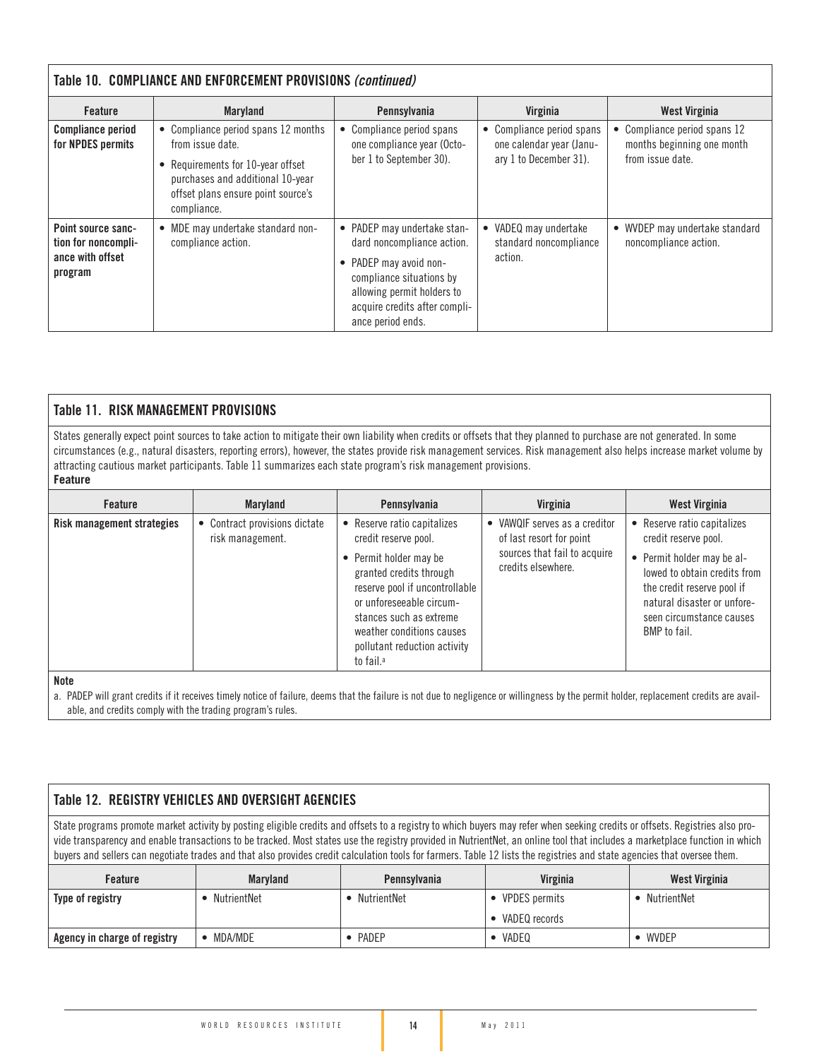## Table 10. COMPLIANCE AND ENFORCEMENT PROVISIONS *(continued)*

| Feature | Maryland | Pennsylvania | Virginia | West Virginia |
|---|---|---|---|---|
| **Compliance period for NPDES permits** | • Compliance period spans 12 months from issue date.<br>• Requirements for 10-year offset purchases and additional 10-year offset plans ensure point source's compliance. | • Compliance period spans one compliance year (October 1 to September 30). | • Compliance period spans one calendar year (January 1 to December 31). | • Compliance period spans 12 months beginning one month from issue date. |
| **Point source sanction for noncompliance with offset program** | • MDE may undertake standard noncompliance action. | • PADEP may undertake standard noncompliance action.<br>• PADEP may avoid noncompliance situations by allowing permit holders to acquire credits after compliance period ends. | • VADEQ may undertake standard noncompliance action. | • WVDEP may undertake standard noncompliance action. |

## Table 11. RISK MANAGEMENT PROVISIONS

States generally expect point sources to take action to mitigate their own liability when credits or offsets that they planned to purchase are not generated. In some circumstances (e.g., natural disasters, reporting errors), however, the states provide risk management services. Risk management also helps increase market volume by attracting cautious market participants. Table 11 summarizes each state program's risk management provisions.

**Feature**

| Feature | Maryland | Pennsylvania | Virginia | West Virginia |
|---|---|---|---|---|
| **Risk management strategies** | • Contract provisions dictate risk management. | • Reserve ratio capitalizes credit reserve pool.<br>• Permit holder may be granted credits through reserve pool if uncontrollable or unforeseeable circumstances such as extreme weather conditions causes pollutant reduction activity to fail.[a] | • VAWQIF serves as a creditor of last resort for point sources that fail to acquire credits elsewhere. | • Reserve ratio capitalizes credit reserve pool.<br>• Permit holder may be allowed to obtain credits from the credit reserve pool if natural disaster or unforeseen circumstance causes BMP to fail. |

**Note**

a. PADEP will grant credits if it receives timely notice of failure, deems that the failure is not due to negligence or willingness by the permit holder, replacement credits are available, and credits comply with the trading program's rules.

## Table 12. REGISTRY VEHICLES AND OVERSIGHT AGENCIES

State programs promote market activity by posting eligible credits and offsets to a registry to which buyers may refer when seeking credits or offsets. Registries also provide transparency and enable transactions to be tracked. Most states use the registry provided in NutrientNet, an online tool that includes a marketplace function in which buyers and sellers can negotiate trades and that also provides credit calculation tools for farmers. Table 12 lists the registries and state agencies that oversee them.

| Feature | Maryland | Pennsylvania | Virginia | West Virginia |
|---|---|---|---|---|
| **Type of registry** | • NutrientNet | • NutrientNet | • VPDES permits<br>• VADEQ records | • NutrientNet |
| **Agency in charge of registry** | • MDA/MDE | • PADEP | • VADEQ | • WVDEP |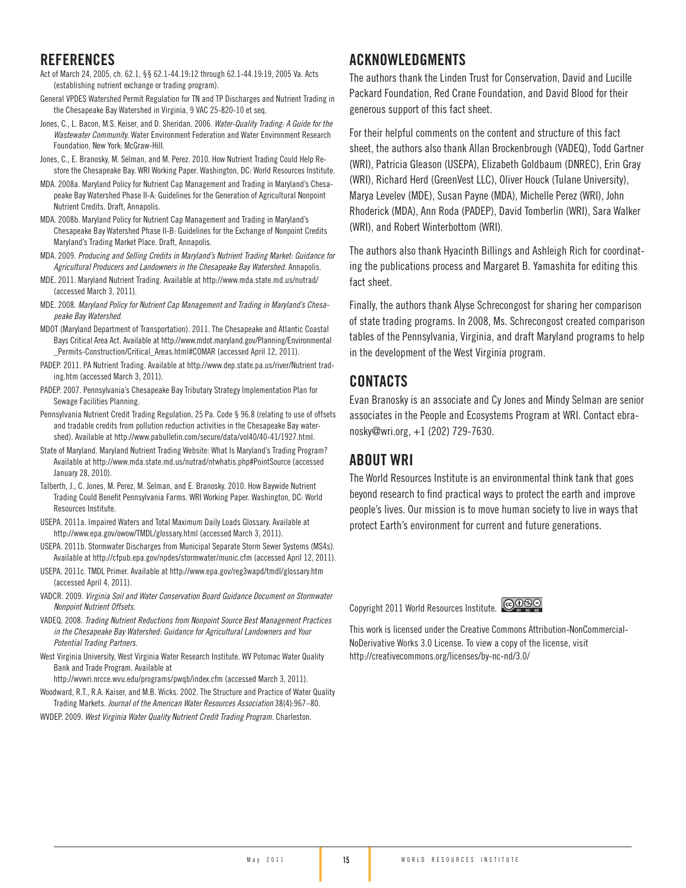## REFERENCES

Act of March 24, 2005, ch. 62.1, §§ 62.1-44.19:12 through 62.1-44.19:19, 2005 Va. Acts (establishing nutrient exchange or trading program).

General VPDES Watershed Permit Regulation for TN and TP Discharges and Nutrient Trading in the Chesapeake Bay Watershed in Virginia, 9 VAC 25-820-10 et seq.

Jones, C., L. Bacon, M.S. Keiser, and D. Sheridan. 2006. *Water-Quality Trading: A Guide for the Wastewater Community*. Water Environment Federation and Water Environment Research Foundation. New York: McGraw-Hill.

Jones, C., E. Branosky, M. Selman, and M. Perez. 2010. How Nutrient Trading Could Help Restore the Chesapeake Bay. WRI Working Paper. Washington, DC: World Resources Institute.

MDA. 2008a. Maryland Policy for Nutrient Cap Management and Trading in Maryland's Chesapeake Bay Watershed Phase II-A: Guidelines for the Generation of Agricultural Nonpoint Nutrient Credits. Draft, Annapolis.

MDA. 2008b. Maryland Policy for Nutrient Cap Management and Trading in Maryland's Chesapeake Bay Watershed Phase II-B: Guidelines for the Exchange of Nonpoint Credits Maryland's Trading Market Place. Draft, Annapolis.

MDA. 2009. *Producing and Selling Credits in Maryland's Nutrient Trading Market: Guidance for Agricultural Producers and Landowners in the Chesapeake Bay Watershed*. Annapolis.

MDE. 2011. Maryland Nutrient Trading. Available at http://www.mda.state.md.us/nutrad/ (accessed March 3, 2011).

MDE. 2008. *Maryland Policy for Nutrient Cap Management and Trading in Maryland's Chesapeake Bay Watershed.*

MDOT (Maryland Department of Transportation). 2011. The Chesapeake and Atlantic Coastal Bays Critical Area Act. Available at http://www.mdot.maryland.gov/Planning/Environmental_Permits-Construction/Critical_Areas.html#COMAR (accessed April 12, 2011).

PADEP. 2011. PA Nutrient Trading. Available at http://www.dep.state.pa.us/river/Nutrient trading.htm (accessed March 3, 2011).

PADEP. 2007. Pennsylvania's Chesapeake Bay Tributary Strategy Implementation Plan for Sewage Facilities Planning.

Pennsylvania Nutrient Credit Trading Regulation, 25 Pa. Code § 96.8 (relating to use of offsets and tradable credits from pollution reduction activities in the Chesapeake Bay watershed). Available at http://www.pabulletin.com/secure/data/vol40/40-41/1927.html.

State of Maryland. Maryland Nutrient Trading Website: What Is Maryland's Trading Program? Available at http://www.mda.state.md.us/nutrad/ntwhatis.php#PointSource (accessed January 28, 2010).

Talberth, J., C. Jones, M. Perez, M. Selman, and E. Branosky. 2010. How Baywide Nutrient Trading Could Benefit Pennsylvania Farms. WRI Working Paper. Washington, DC: World Resources Institute.

USEPA. 2011a. Impaired Waters and Total Maximum Daily Loads Glossary. Available at http://www.epa.gov/owow/TMDL/glossary.html (accessed March 3, 2011).

USEPA. 2011b. Stormwater Discharges from Municipal Separate Storm Sewer Systems (MS4s). Available at http://cfpub.epa.gov/npdes/stormwater/munic.cfm (accessed April 12, 2011).

USEPA. 2011c. TMDL Primer. Available at http://www.epa.gov/reg3wapd/tmdl/glossary.htm (accessed April 4, 2011).

VADCR. 2009. *Virginia Soil and Water Conservation Board Guidance Document on Stormwater Nonpoint Nutrient Offsets.*

VADEQ. 2008. *Trading Nutrient Reductions from Nonpoint Source Best Management Practices in the Chesapeake Bay Watershed: Guidance for Agricultural Landowners and Your Potential Trading Partners.*

West Virginia University, West Virginia Water Research Institute. WV Potomac Water Quality Bank and Trade Program. Available at http://wvwri.nrcce.wvu.edu/programs/pwqb/index.cfm (accessed March 3, 2011).

Woodward, R.T., R.A. Kaiser, and M.B. Wicks. 2002. The Structure and Practice of Water Quality Trading Markets. *Journal of the American Water Resources Association* 38(4):967–80.

WVDEP. 2009. *West Virginia Water Quality Nutrient Credit Trading Program.* Charleston.

## ACKNOWLEDGMENTS

The authors thank the Linden Trust for Conservation, David and Lucille Packard Foundation, Red Crane Foundation, and David Blood for their generous support of this fact sheet.

For their helpful comments on the content and structure of this fact sheet, the authors also thank Allan Brockenbrough (VADEQ), Todd Gartner (WRI), Patricia Gleason (USEPA), Elizabeth Goldbaum (DNREC), Erin Gray (WRI), Richard Herd (GreenVest LLC), Oliver Houck (Tulane University), Marya Levelev (MDE), Susan Payne (MDA), Michelle Perez (WRI), John Rhoderick (MDA), Ann Roda (PADEP), David Tomberlin (WRI), Sara Walker (WRI), and Robert Winterbottom (WRI).

The authors also thank Hyacinth Billings and Ashleigh Rich for coordinating the publications process and Margaret B. Yamashita for editing this fact sheet.

Finally, the authors thank Alyse Schrecongost for sharing her comparison of state trading programs. In 2008, Ms. Schrecongost created comparison tables of the Pennsylvania, Virginia, and draft Maryland programs to help in the development of the West Virginia program.

## CONTACTS

Evan Branosky is an associate and Cy Jones and Mindy Selman are senior associates in the People and Ecosystems Program at WRI. Contact ebranosky@wri.org, +1 (202) 729-7630.

## ABOUT WRI

The World Resources Institute is an environmental think tank that goes beyond research to find practical ways to protect the earth and improve people's lives. Our mission is to move human society to live in ways that protect Earth's environment for current and future generations.

Copyright 2011 World Resources Institute.

This work is licensed under the Creative Commons Attribution-NonCommercial-NoDerivative Works 3.0 License. To view a copy of the license, visit http://creativecommons.org/licenses/by-nc-nd/3.0/